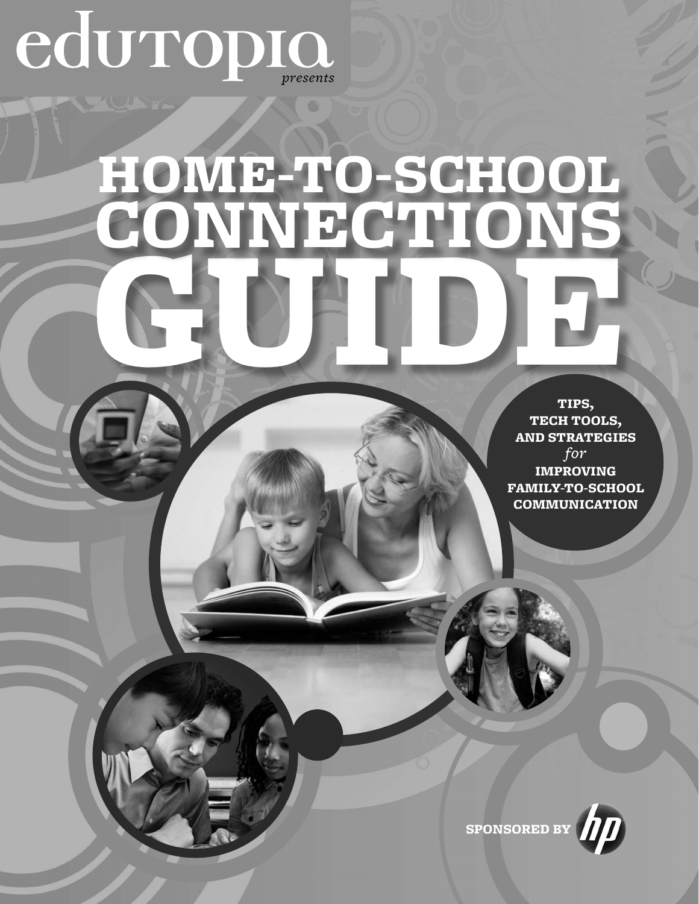edutopia *presents*

# HOME-TO-SCHOOL CONNECTIONS GUIDE

**TIPS, TECH TOOLS, AND STRATEGIES *for* IMPROVING FAMILY-TO-SCHOOL COMMUNICATION**

**SPONSORED BY** hp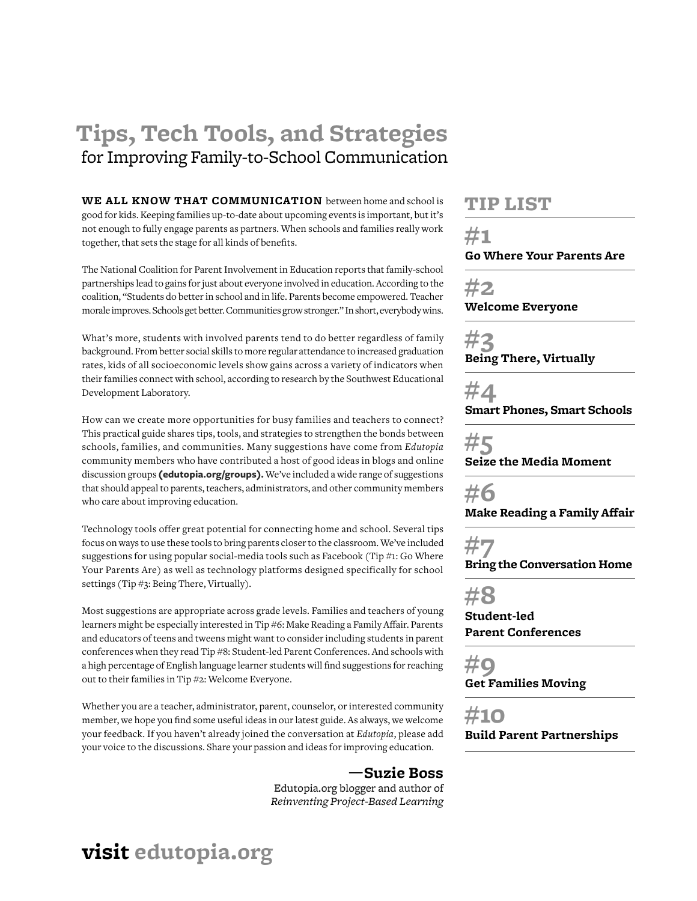# Tips, Tech Tools, and Strategies
## for Improving Family-to-School Communication

**WE ALL KNOW THAT COMMUNICATION** between home and school is good for kids. Keeping families up-to-date about upcoming events is important, but it's not enough to fully engage parents as partners. When schools and families really work together, that sets the stage for all kinds of benefits.

The National Coalition for Parent Involvement in Education reports that family-school partnerships lead to gains for just about everyone involved in education. According to the coalition, "Students do better in school and in life. Parents become empowered. Teacher morale improves. Schools get better. Communities grow stronger." In short, everybody wins.

What's more, students with involved parents tend to do better regardless of family background. From better social skills to more regular attendance to increased graduation rates, kids of all socioeconomic levels show gains across a variety of indicators when their families connect with school, according to research by the Southwest Educational Development Laboratory.

How can we create more opportunities for busy families and teachers to connect? This practical guide shares tips, tools, and strategies to strengthen the bonds between schools, families, and communities. Many suggestions have come from *Edutopia* community members who have contributed a host of good ideas in blogs and online discussion groups **(edutopia.org/groups).** We've included a wide range of suggestions that should appeal to parents, teachers, administrators, and other community members who care about improving education.

Technology tools offer great potential for connecting home and school. Several tips focus on ways to use these tools to bring parents closer to the classroom. We've included suggestions for using popular social-media tools such as Facebook (Tip #1: Go Where Your Parents Are) as well as technology platforms designed specifically for school settings (Tip #3: Being There, Virtually).

Most suggestions are appropriate across grade levels. Families and teachers of young learners might be especially interested in Tip #6: Make Reading a Family Affair. Parents and educators of teens and tweens might want to consider including students in parent conferences when they read Tip #8: Student-led Parent Conferences. And schools with a high percentage of English language learner students will find suggestions for reaching out to their families in Tip #2: Welcome Everyone.

Whether you are a teacher, administrator, parent, counselor, or interested community member, we hope you find some useful ideas in our latest guide. As always, we welcome your feedback. If you haven't already joined the conversation at *Edutopia*, please add your voice to the discussions. Share your passion and ideas for improving education.

**—Suzie Boss**
Edutopia.org blogger and author of
*Reinventing Project-Based Learning*

## TIP LIST

**#1**
**Go Where Your Parents Are**

**#2**
**Welcome Everyone**

**#3**
**Being There, Virtually**

**#4**
**Smart Phones, Smart Schools**

**#5**
**Seize the Media Moment**

**#6**
**Make Reading a Family Affair**

**#7**
**Bring the Conversation Home**

**#8**
**Student-led Parent Conferences**

**#9**
**Get Families Moving**

**#10**
**Build Parent Partnerships**

**visit edutopia.org**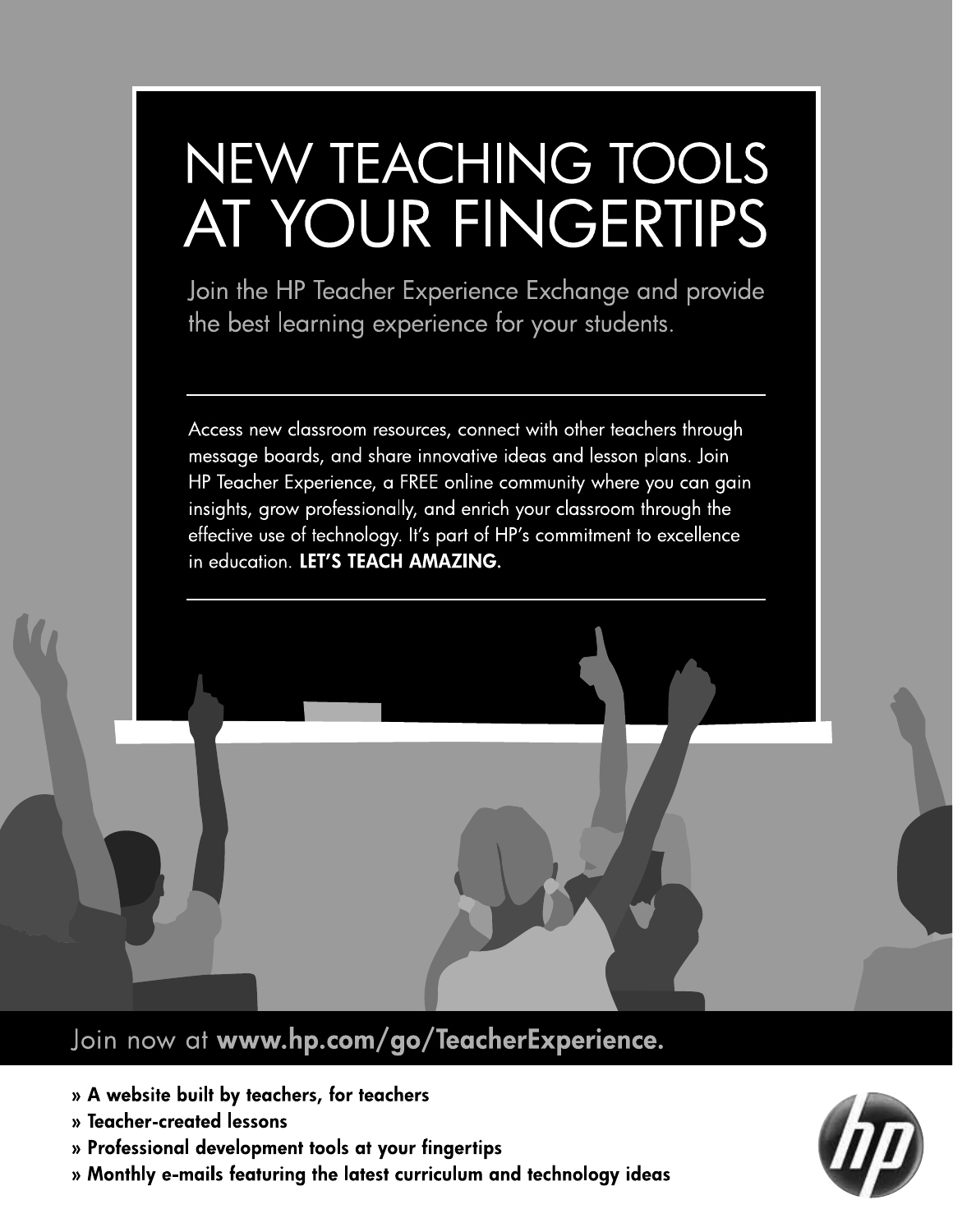# NEW TEACHING TOOLS AT YOUR FINGERTIPS

Join the HP Teacher Experience Exchange and provide the best learning experience for your students.

---

Access new classroom resources, connect with other teachers through message boards, and share innovative ideas and lesson plans. Join HP Teacher Experience, a FREE online community where you can gain insights, grow professionally, and enrich your classroom through the effective use of technology. It's part of HP's commitment to excellence in education. **LET'S TEACH AMAZING.**

---

Join now at **www.hp.com/go/TeacherExperience.**

- **A website built by teachers, for teachers**
- **Teacher-created lessons**
- **Professional development tools at your fingertips**
- **Monthly e-mails featuring the latest curriculum and technology ideas**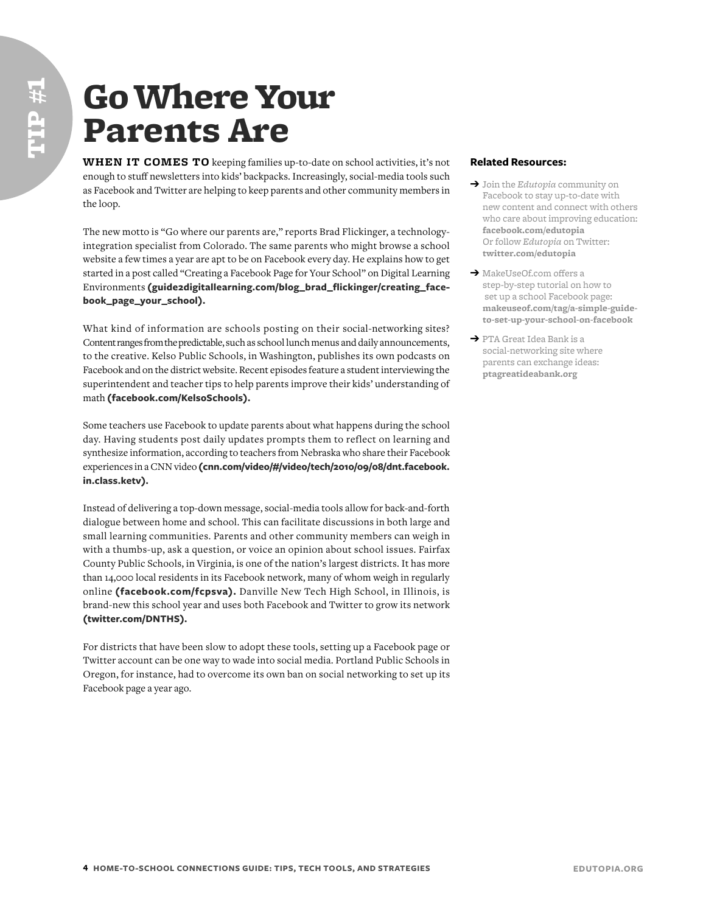TIP #1

# Go Where Your Parents Are

**WHEN IT COMES TO** keeping families up-to-date on school activities, it's not enough to stuff newsletters into kids' backpacks. Increasingly, social-media tools such as Facebook and Twitter are helping to keep parents and other community members in the loop.

The new motto is "Go where our parents are," reports Brad Flickinger, a technology-integration specialist from Colorado. The same parents who might browse a school website a few times a year are apt to be on Facebook every day. He explains how to get started in a post called "Creating a Facebook Page for Your School" on Digital Learning Environments **(guide2digitallearning.com/blog_brad_flickinger/creating_facebook_page_your_school).**

What kind of information are schools posting on their social-networking sites? Content ranges from the predictable, such as school lunch menus and daily announcements, to the creative. Kelso Public Schools, in Washington, publishes its own podcasts on Facebook and on the district website. Recent episodes feature a student interviewing the superintendent and teacher tips to help parents improve their kids' understanding of math **(facebook.com/KelsoSchools).**

Some teachers use Facebook to update parents about what happens during the school day. Having students post daily updates prompts them to reflect on learning and synthesize information, according to teachers from Nebraska who share their Facebook experiences in a CNN video **(cnn.com/video/#/video/tech/2010/09/08/dnt.facebook.in.class.ketv).**

Instead of delivering a top-down message, social-media tools allow for back-and-forth dialogue between home and school. This can facilitate discussions in both large and small learning communities. Parents and other community members can weigh in with a thumbs-up, ask a question, or voice an opinion about school issues. Fairfax County Public Schools, in Virginia, is one of the nation's largest districts. It has more than 14,000 local residents in its Facebook network, many of whom weigh in regularly online **(facebook.com/fcpsva).** Danville New Tech High School, in Illinois, is brand-new this school year and uses both Facebook and Twitter to grow its network **(twitter.com/DNTHS).**

For districts that have been slow to adopt these tools, setting up a Facebook page or Twitter account can be one way to wade into social media. Portland Public Schools in Oregon, for instance, had to overcome its own ban on social networking to set up its Facebook page a year ago.

### Related Resources:

- ➔ Join the *Edutopia* community on Facebook to stay up-to-date with new content and connect with others who care about improving education: **facebook.com/edutopia** Or follow *Edutopia* on Twitter: **twitter.com/edutopia**
- ➔ MakeUseOf.com offers a step-by-step tutorial on how to set up a school Facebook page: **makeuseof.com/tag/a-simple-guide-to-set-up-your-school-on-facebook**
- ➔ PTA Great Idea Bank is a social-networking site where parents can exchange ideas: **ptagreatideabank.org**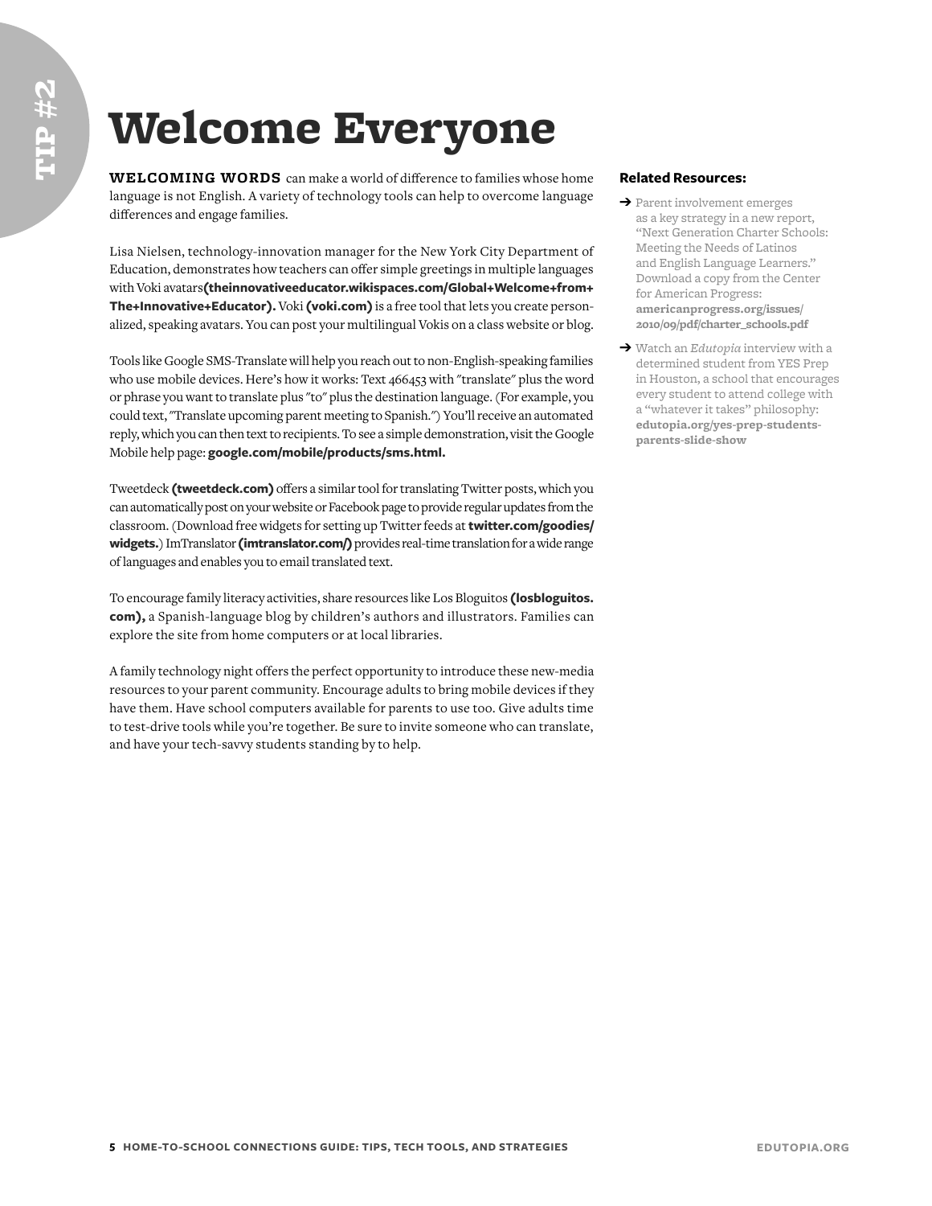TIP #2

# Welcome Everyone

**WELCOMING WORDS** can make a world of difference to families whose home language is not English. A variety of technology tools can help to overcome language differences and engage families.

Lisa Nielsen, technology-innovation manager for the New York City Department of Education, demonstrates how teachers can offer simple greetings in multiple languages with Voki avatars **(theinnovativeeducator.wikispaces.com/Global+Welcome+from+The+Innovative+Educator).** Voki **(voki.com)** is a free tool that lets you create personalized, speaking avatars. You can post your multilingual Vokis on a class website or blog.

Tools like Google SMS-Translate will help you reach out to non-English-speaking families who use mobile devices. Here's how it works: Text 466453 with "translate" plus the word or phrase you want to translate plus "to" plus the destination language. (For example, you could text, "Translate upcoming parent meeting to Spanish.") You'll receive an automated reply, which you can then text to recipients. To see a simple demonstration, visit the Google Mobile help page: **google.com/mobile/products/sms.html.**

Tweetdeck **(tweetdeck.com)** offers a similar tool for translating Twitter posts, which you can automatically post on your website or Facebook page to provide regular updates from the classroom. (Download free widgets for setting up Twitter feeds at **twitter.com/goodies/widgets.**) ImTranslator **(imtranslator.com/)** provides real-time translation for a wide range of languages and enables you to email translated text.

To encourage family literacy activities, share resources like Los Bloguitos **(losbloguitos.com),** a Spanish-language blog by children's authors and illustrators. Families can explore the site from home computers or at local libraries.

A family technology night offers the perfect opportunity to introduce these new-media resources to your parent community. Encourage adults to bring mobile devices if they have them. Have school computers available for parents to use too. Give adults time to test-drive tools while you're together. Be sure to invite someone who can translate, and have your tech-savvy students standing by to help.

### Related Resources:

- ➔ Parent involvement emerges as a key strategy in a new report, "Next Generation Charter Schools: Meeting the Needs of Latinos and English Language Learners." Download a copy from the Center for American Progress: **americanprogress.org/issues/2010/09/pdf/charter_schools.pdf**
- ➔ Watch an *Edutopia* interview with a determined student from YES Prep in Houston, a school that encourages every student to attend college with a "whatever it takes" philosophy: **edutopia.org/yes-prep-students-parents-slide-show**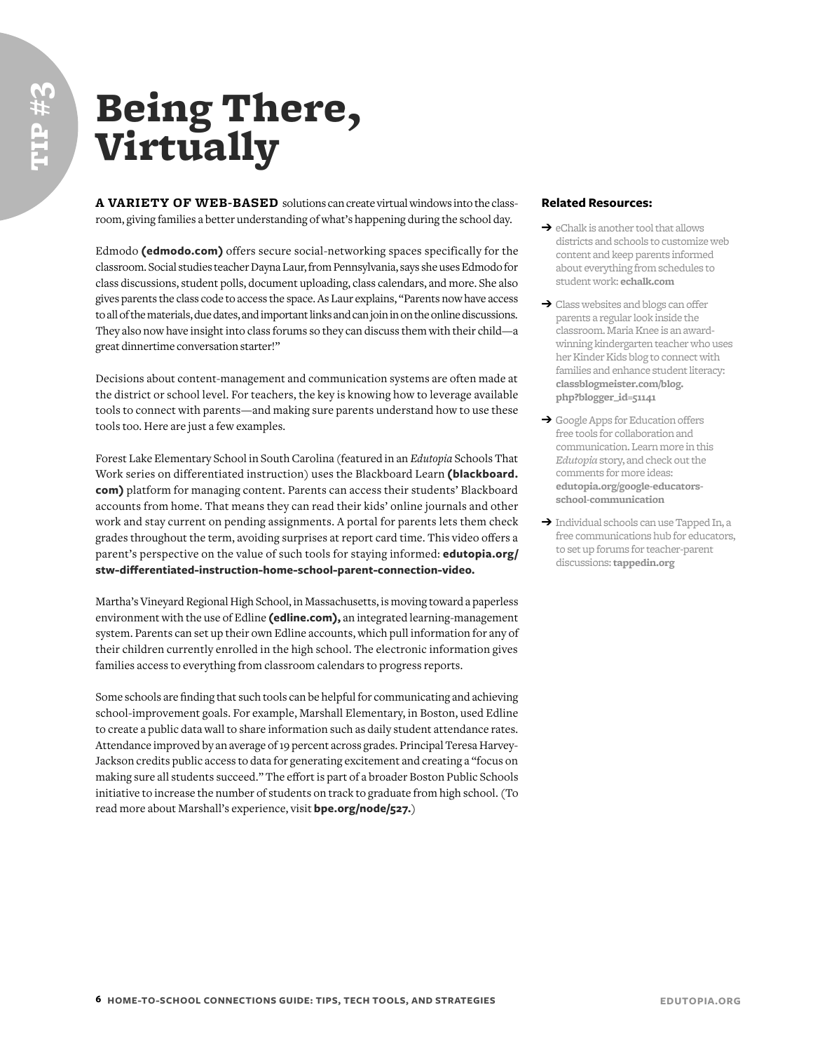TIP #3

# Being There, Virtually

**A VARIETY OF WEB-BASED** solutions can create virtual windows into the classroom, giving families a better understanding of what's happening during the school day.

Edmodo **(edmodo.com)** offers secure social-networking spaces specifically for the classroom. Social studies teacher Dayna Laur, from Pennsylvania, says she uses Edmodo for class discussions, student polls, document uploading, class calendars, and more. She also gives parents the class code to access the space. As Laur explains, "Parents now have access to all of the materials, due dates, and important links and can join in on the online discussions. They also now have insight into class forums so they can discuss them with their child—a great dinnertime conversation starter!"

Decisions about content-management and communication systems are often made at the district or school level. For teachers, the key is knowing how to leverage available tools to connect with parents—and making sure parents understand how to use these tools too. Here are just a few examples.

Forest Lake Elementary School in South Carolina (featured in an *Edutopia* Schools That Work series on differentiated instruction) uses the Blackboard Learn **(blackboard.com)** platform for managing content. Parents can access their students' Blackboard accounts from home. That means they can read their kids' online journals and other work and stay current on pending assignments. A portal for parents lets them check grades throughout the term, avoiding surprises at report card time. This video offers a parent's perspective on the value of such tools for staying informed: **edutopia.org/stw-differentiated-instruction-home-school-parent-connection-video.**

Martha's Vineyard Regional High School, in Massachusetts, is moving toward a paperless environment with the use of Edline **(edline.com),** an integrated learning-management system. Parents can set up their own Edline accounts, which pull information for any of their children currently enrolled in the high school. The electronic information gives families access to everything from classroom calendars to progress reports.

Some schools are finding that such tools can be helpful for communicating and achieving school-improvement goals. For example, Marshall Elementary, in Boston, used Edline to create a public data wall to share information such as daily student attendance rates. Attendance improved by an average of 19 percent across grades. Principal Teresa Harvey-Jackson credits public access to data for generating excitement and creating a "focus on making sure all students succeed." The effort is part of a broader Boston Public Schools initiative to increase the number of students on track to graduate from high school. (To read more about Marshall's experience, visit **bpe.org/node/527.**)

### Related Resources:

- eChalk is another tool that allows districts and schools to customize web content and keep parents informed about everything from schedules to student work: **echalk.com**
- Class websites and blogs can offer parents a regular look inside the classroom. Maria Knee is an award-winning kindergarten teacher who uses her Kinder Kids blog to connect with families and enhance student literacy: **classblogmeister.com/blog.php?blogger_id=51141**
- Google Apps for Education offers free tools for collaboration and communication. Learn more in this *Edutopia* story, and check out the comments for more ideas: **edutopia.org/google-educators-school-communication**
- Individual schools can use Tapped In, a free communications hub for educators, to set up forums for teacher-parent discussions: **tappedin.org**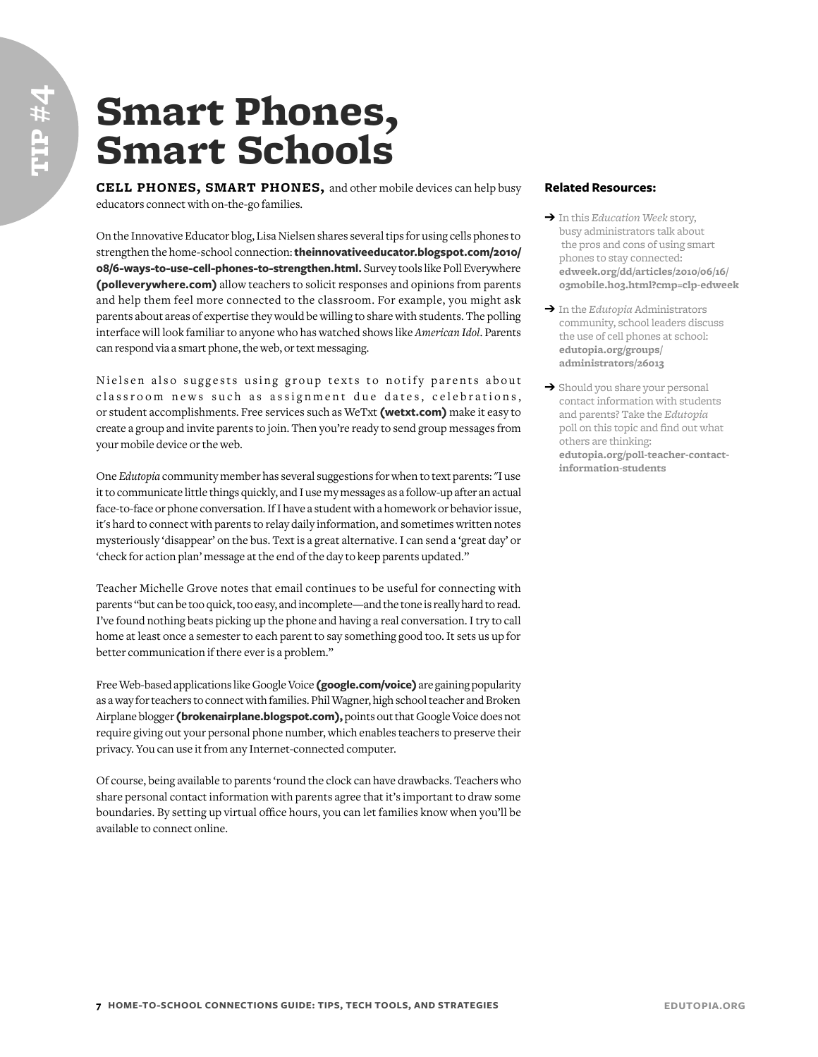TIP #4

# Smart Phones, Smart Schools

**CELL PHONES, SMART PHONES,** and other mobile devices can help busy educators connect with on-the-go families.

On the Innovative Educator blog, Lisa Nielsen shares several tips for using cells phones to strengthen the home-school connection: **theinnovativeeducator.blogspot.com/2010/08/6-ways-to-use-cell-phones-to-strengthen.html.** Survey tools like Poll Everywhere **(polleverywhere.com)** allow teachers to solicit responses and opinions from parents and help them feel more connected to the classroom. For example, you might ask parents about areas of expertise they would be willing to share with students. The polling interface will look familiar to anyone who has watched shows like *American Idol*. Parents can respond via a smart phone, the web, or text messaging.

Nielsen also suggests using group texts to notify parents about classroom news such as assignment due dates, celebrations, or student accomplishments. Free services such as WeTxt **(wetxt.com)** make it easy to create a group and invite parents to join. Then you're ready to send group messages from your mobile device or the web.

One *Edutopia* community member has several suggestions for when to text parents: "I use it to communicate little things quickly, and I use my messages as a follow-up after an actual face-to-face or phone conversation. If I have a student with a homework or behavior issue, it's hard to connect with parents to relay daily information, and sometimes written notes mysteriously 'disappear' on the bus. Text is a great alternative. I can send a 'great day' or 'check for action plan' message at the end of the day to keep parents updated."

Teacher Michelle Grove notes that email continues to be useful for connecting with parents "but can be too quick, too easy, and incomplete—and the tone is really hard to read. I've found nothing beats picking up the phone and having a real conversation. I try to call home at least once a semester to each parent to say something good too. It sets us up for better communication if there ever is a problem."

Free Web-based applications like Google Voice **(google.com/voice)** are gaining popularity as a way for teachers to connect with families. Phil Wagner, high school teacher and Broken Airplane blogger **(brokenairplane.blogspot.com),** points out that Google Voice does not require giving out your personal phone number, which enables teachers to preserve their privacy. You can use it from any Internet-connected computer.

Of course, being available to parents 'round the clock can have drawbacks. Teachers who share personal contact information with parents agree that it's important to draw some boundaries. By setting up virtual office hours, you can let families know when you'll be available to connect online.

### Related Resources:

- ➔ In this *Education Week* story, busy administrators talk about the pros and cons of using smart phones to stay connected: **edweek.org/dd/articles/2010/06/16/03mobile.h03.html?cmp=clp-edweek**
- ➔ In the *Edutopia* Administrators community, school leaders discuss the use of cell phones at school: **edutopia.org/groups/administrators/26013**
- ➔ Should you share your personal contact information with students and parents? Take the *Edutopia* poll on this topic and find out what others are thinking: **edutopia.org/poll-teacher-contact-information-students**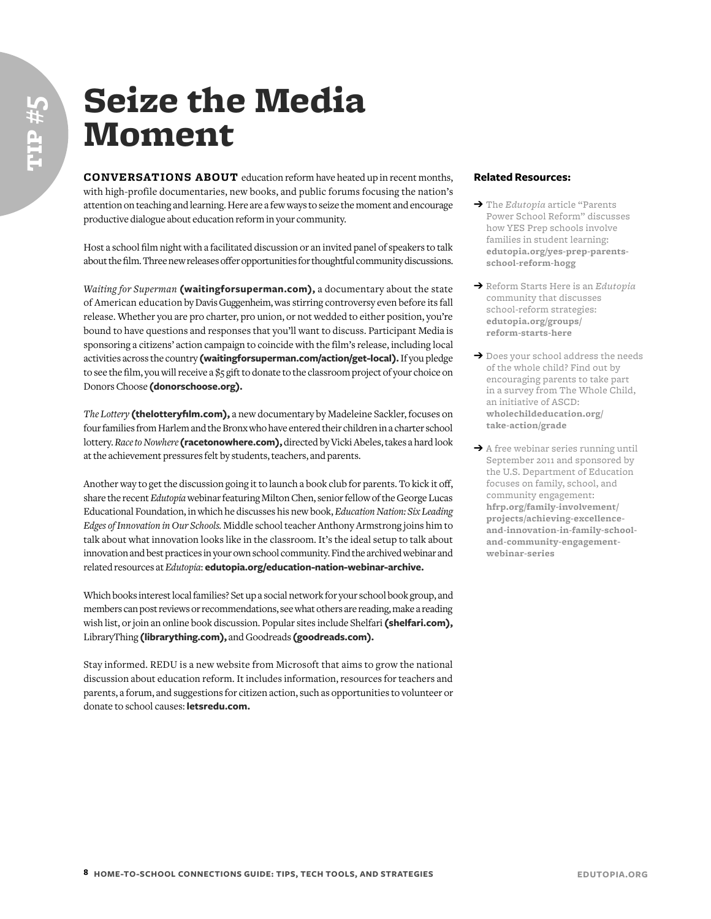TIP #5

# Seize the Media Moment

**CONVERSATIONS ABOUT** education reform have heated up in recent months, with high-profile documentaries, new books, and public forums focusing the nation's attention on teaching and learning. Here are a few ways to seize the moment and encourage productive dialogue about education reform in your community.

Host a school film night with a facilitated discussion or an invited panel of speakers to talk about the film. Three new releases offer opportunities for thoughtful community discussions.

*Waiting for Superman* **(waitingforsuperman.com),** a documentary about the state of American education by Davis Guggenheim, was stirring controversy even before its fall release. Whether you are pro charter, pro union, or not wedded to either position, you're bound to have questions and responses that you'll want to discuss. Participant Media is sponsoring a citizens' action campaign to coincide with the film's release, including local activities across the country **(waitingforsuperman.com/action/get-local).** If you pledge to see the film, you will receive a $5 gift to donate to the classroom project of your choice on Donors Choose **(donorschoose.org).**

*The Lottery* **(thelotteryfilm.com),** a new documentary by Madeleine Sackler, focuses on four families from Harlem and the Bronx who have entered their children in a charter school lottery. *Race to Nowhere* **(racetonowhere.com),** directed by Vicki Abeles, takes a hard look at the achievement pressures felt by students, teachers, and parents.

Another way to get the discussion going it to launch a book club for parents. To kick it off, share the recent *Edutopia* webinar featuring Milton Chen, senior fellow of the George Lucas Educational Foundation, in which he discusses his new book, *Education Nation: Six Leading Edges of Innovation in Our Schools.* Middle school teacher Anthony Armstrong joins him to talk about what innovation looks like in the classroom. It's the ideal setup to talk about innovation and best practices in your own school community. Find the archived webinar and related resources at *Edutopia*: **edutopia.org/education-nation-webinar-archive.**

Which books interest local families? Set up a social network for your school book group, and members can post reviews or recommendations, see what others are reading, make a reading wish list, or join an online book discussion. Popular sites include Shelfari **(shelfari.com),** LibraryThing **(librarything.com),** and Goodreads **(goodreads.com).**

Stay informed. REDU is a new website from Microsoft that aims to grow the national discussion about education reform. It includes information, resources for teachers and parents, a forum, and suggestions for citizen action, such as opportunities to volunteer or donate to school causes: **letsredu.com.**

**Related Resources:**

- The *Edutopia* article "Parents Power School Reform" discusses how YES Prep schools involve families in student learning: **edutopia.org/yes-prep-parents-school-reform-hogg**
- Reform Starts Here is an *Edutopia* community that discusses school-reform strategies: **edutopia.org/groups/reform-starts-here**
- Does your school address the needs of the whole child? Find out by encouraging parents to take part in a survey from The Whole Child, an initiative of ASCD: **wholechildeducation.org/take-action/grade**
- A free webinar series running until September 2011 and sponsored by the U.S. Department of Education focuses on family, school, and community engagement: **hfrp.org/family-involvement/projects/achieving-excellence-and-innovation-in-family-school-and-community-engagement-webinar-series**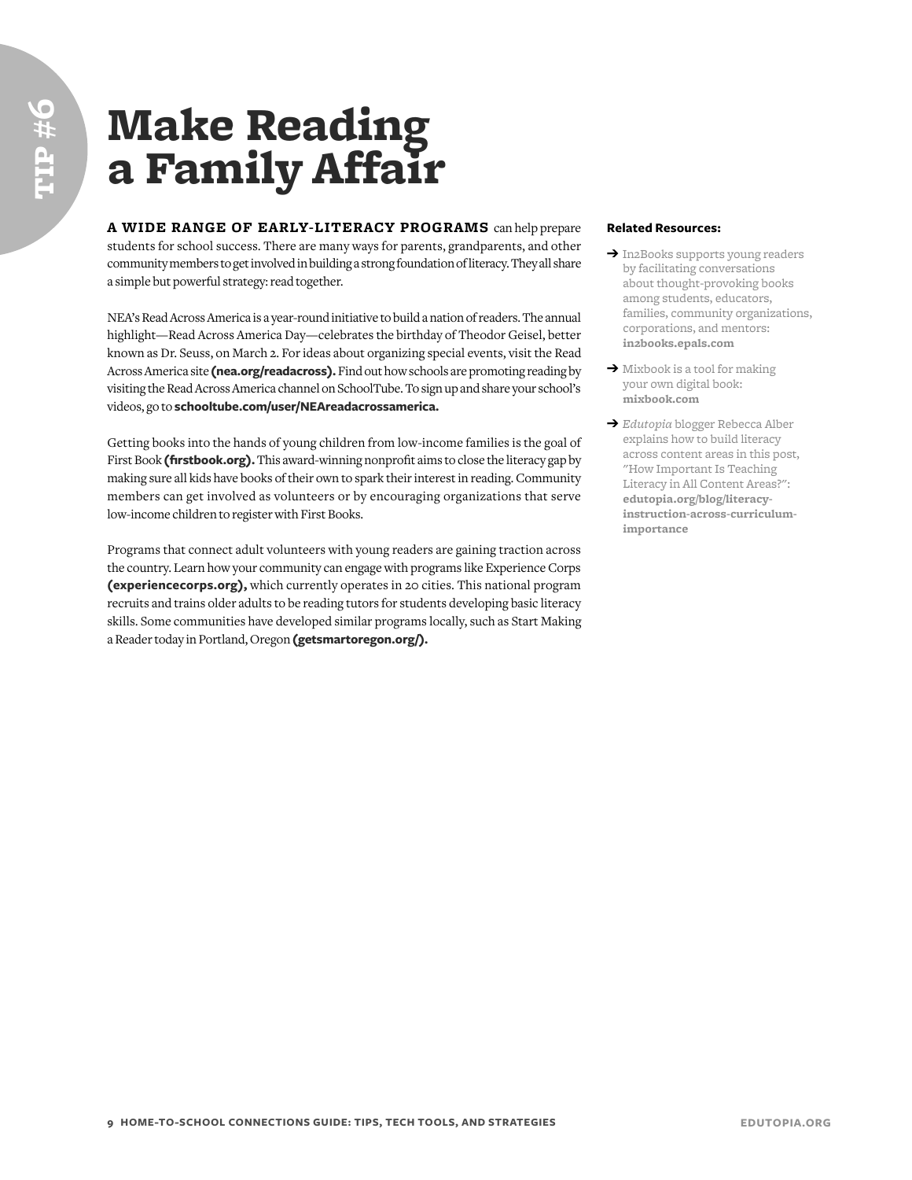TIP #6

# Make Reading a Family Affair

**A WIDE RANGE OF EARLY-LITERACY PROGRAMS** can help prepare students for school success. There are many ways for parents, grandparents, and other community members to get involved in building a strong foundation of literacy. They all share a simple but powerful strategy: read together.

NEA's Read Across America is a year-round initiative to build a nation of readers. The annual highlight—Read Across America Day—celebrates the birthday of Theodor Geisel, better known as Dr. Seuss, on March 2. For ideas about organizing special events, visit the Read Across America site **(nea.org/readacross).** Find out how schools are promoting reading by visiting the Read Across America channel on SchoolTube. To sign up and share your school's videos, go to **schooltube.com/user/NEAreadacrossamerica.**

Getting books into the hands of young children from low-income families is the goal of First Book **(firstbook.org).** This award-winning nonprofit aims to close the literacy gap by making sure all kids have books of their own to spark their interest in reading. Community members can get involved as volunteers or by encouraging organizations that serve low-income children to register with First Books.

Programs that connect adult volunteers with young readers are gaining traction across the country. Learn how your community can engage with programs like Experience Corps **(experiencecorps.org),** which currently operates in 20 cities. This national program recruits and trains older adults to be reading tutors for students developing basic literacy skills. Some communities have developed similar programs locally, such as Start Making a Reader today in Portland, Oregon **(getsmartoregon.org/).**

**Related Resources:**

- → In2Books supports young readers by facilitating conversations about thought-provoking books among students, educators, families, community organizations, corporations, and mentors: **in2books.epals.com**
- → Mixbook is a tool for making your own digital book: **mixbook.com**
- → *Edutopia* blogger Rebecca Alber explains how to build literacy across content areas in this post, "How Important Is Teaching Literacy in All Content Areas?": **edutopia.org/blog/literacy-instruction-across-curriculum-importance**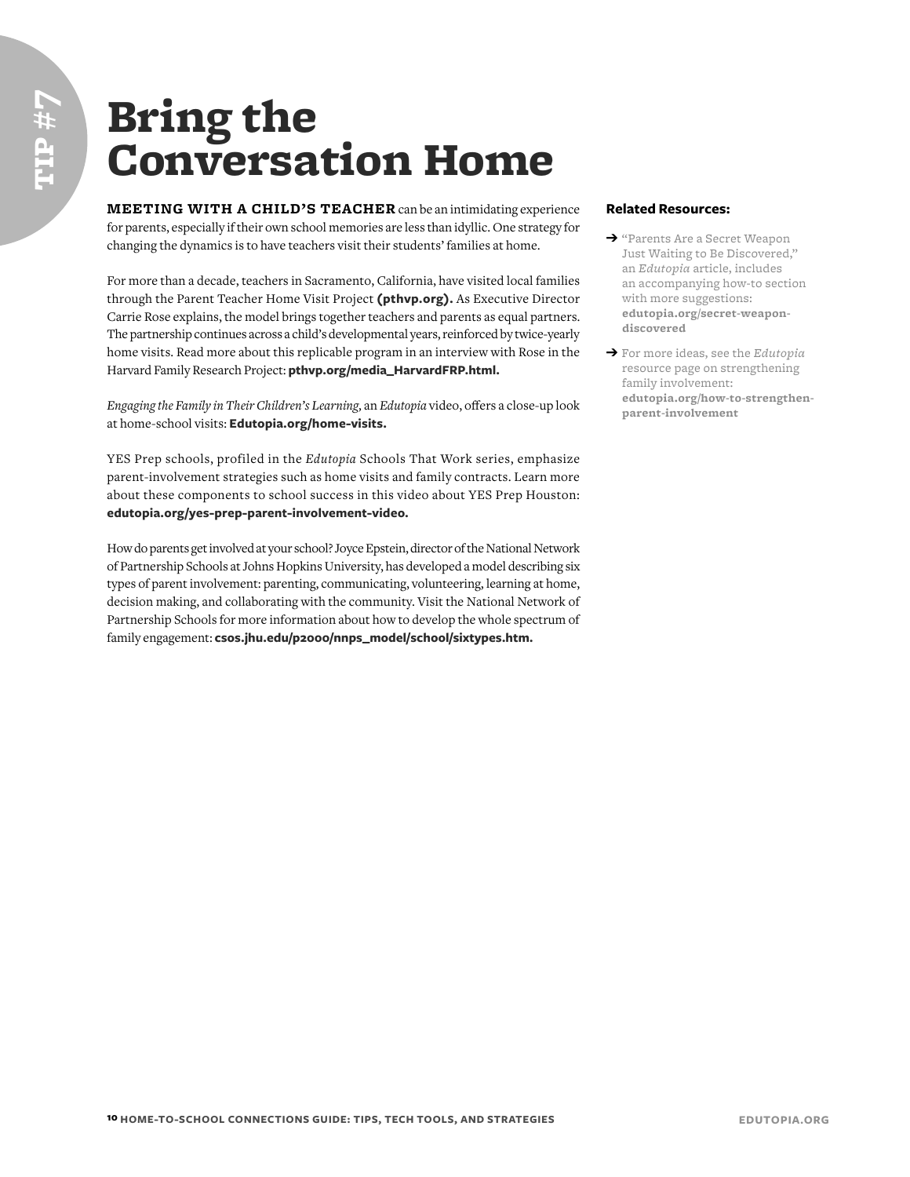TIP #7

# Bring the Conversation Home

**MEETING WITH A CHILD'S TEACHER** can be an intimidating experience for parents, especially if their own school memories are less than idyllic. One strategy for changing the dynamics is to have teachers visit their students' families at home.

For more than a decade, teachers in Sacramento, California, have visited local families through the Parent Teacher Home Visit Project **(pthvp.org).** As Executive Director Carrie Rose explains, the model brings together teachers and parents as equal partners. The partnership continues across a child's developmental years, reinforced by twice-yearly home visits. Read more about this replicable program in an interview with Rose in the Harvard Family Research Project: **pthvp.org/media_HarvardFRP.html.**

*Engaging the Family in Their Children's Learning,* an *Edutopia* video, offers a close-up look at home-school visits: **Edutopia.org/home-visits.**

YES Prep schools, profiled in the *Edutopia* Schools That Work series, emphasize parent-involvement strategies such as home visits and family contracts. Learn more about these components to school success in this video about YES Prep Houston: **edutopia.org/yes-prep-parent-involvement-video.**

How do parents get involved at your school? Joyce Epstein, director of the National Network of Partnership Schools at Johns Hopkins University, has developed a model describing six types of parent involvement: parenting, communicating, volunteering, learning at home, decision making, and collaborating with the community. Visit the National Network of Partnership Schools for more information about how to develop the whole spectrum of family engagement: **csos.jhu.edu/p2000/nnps_model/school/sixtypes.htm.**

**Related Resources:**

- "Parents Are a Secret Weapon Just Waiting to Be Discovered," an *Edutopia* article, includes an accompanying how-to section with more suggestions: **edutopia.org/secret-weapon-discovered**
- For more ideas, see the *Edutopia* resource page on strengthening family involvement: **edutopia.org/how-to-strengthen-parent-involvement**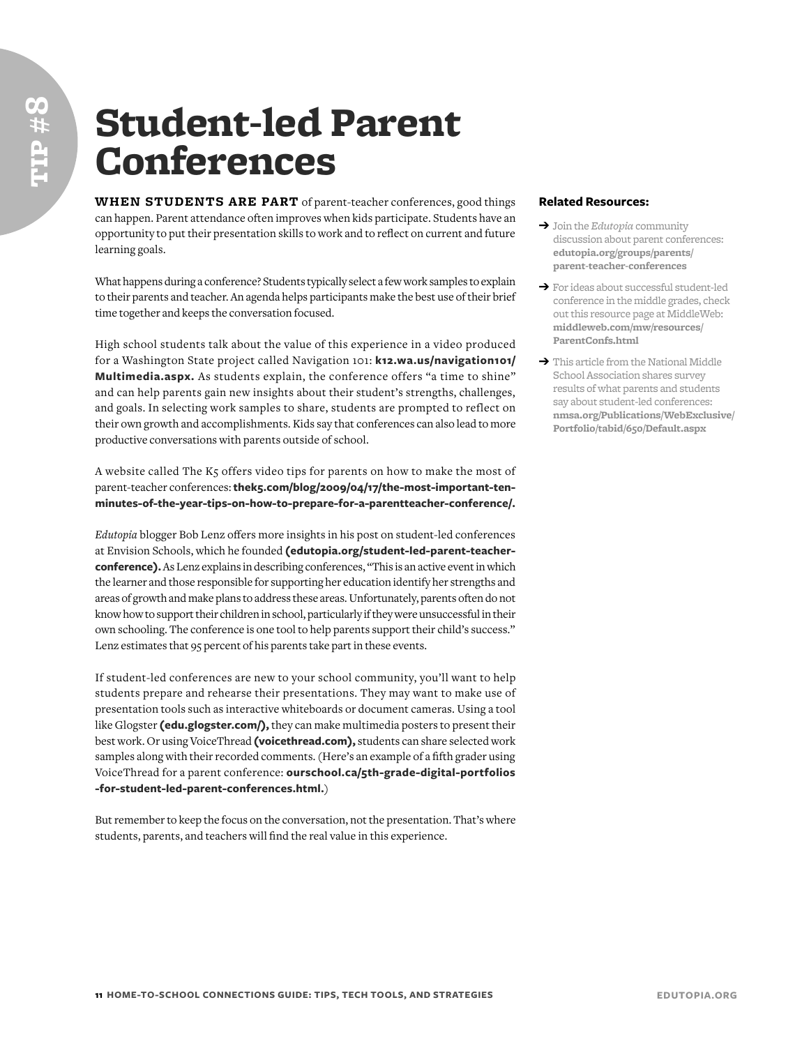TIP #8

# Student-led Parent Conferences

**WHEN STUDENTS ARE PART** of parent-teacher conferences, good things can happen. Parent attendance often improves when kids participate. Students have an opportunity to put their presentation skills to work and to reflect on current and future learning goals.

What happens during a conference? Students typically select a few work samples to explain to their parents and teacher. An agenda helps participants make the best use of their brief time together and keeps the conversation focused.

High school students talk about the value of this experience in a video produced for a Washington State project called Navigation 101: **k12.wa.us/navigation101/Multimedia.aspx.** As students explain, the conference offers "a time to shine" and can help parents gain new insights about their student's strengths, challenges, and goals. In selecting work samples to share, students are prompted to reflect on their own growth and accomplishments. Kids say that conferences can also lead to more productive conversations with parents outside of school.

A website called The K5 offers video tips for parents on how to make the most of parent-teacher conferences: **thek5.com/blog/2009/04/17/the-most-important-ten-minutes-of-the-year-tips-on-how-to-prepare-for-a-parentteacher-conference/.**

*Edutopia* blogger Bob Lenz offers more insights in his post on student-led conferences at Envision Schools, which he founded **(edutopia.org/student-led-parent-teacher-conference).** As Lenz explains in describing conferences, "This is an active event in which the learner and those responsible for supporting her education identify her strengths and areas of growth and make plans to address these areas. Unfortunately, parents often do not know how to support their children in school, particularly if they were unsuccessful in their own schooling. The conference is one tool to help parents support their child's success." Lenz estimates that 95 percent of his parents take part in these events.

If student-led conferences are new to your school community, you'll want to help students prepare and rehearse their presentations. They may want to make use of presentation tools such as interactive whiteboards or document cameras. Using a tool like Glogster **(edu.glogster.com/),** they can make multimedia posters to present their best work. Or using VoiceThread **(voicethread.com),** students can share selected work samples along with their recorded comments. (Here's an example of a fifth grader using VoiceThread for a parent conference: **ourschool.ca/5th-grade-digital-portfolios-for-student-led-parent-conferences.html.**)

But remember to keep the focus on the conversation, not the presentation. That's where students, parents, and teachers will find the real value in this experience.

### Related Resources:

- Join the *Edutopia* community discussion about parent conferences: **edutopia.org/groups/parents/parent-teacher-conferences**
- For ideas about successful student-led conference in the middle grades, check out this resource page at MiddleWeb: **middleweb.com/mw/resources/ParentConfs.html**
- This article from the National Middle School Association shares survey results of what parents and students say about student-led conferences: **nmsa.org/Publications/WebExclusive/Portfolio/tabid/650/Default.aspx**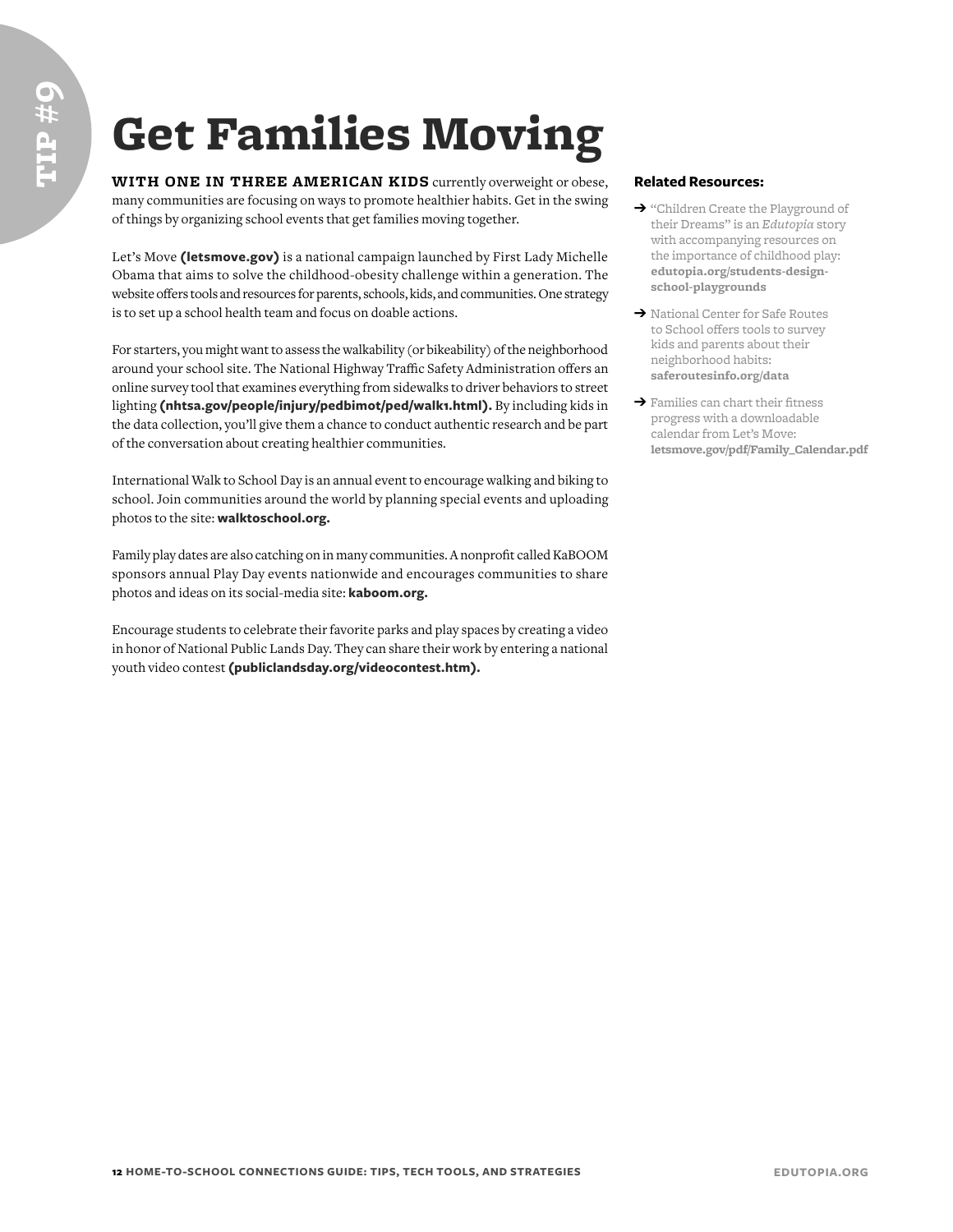TIP #9

# Get Families Moving

**WITH ONE IN THREE AMERICAN KIDS** currently overweight or obese, many communities are focusing on ways to promote healthier habits. Get in the swing of things by organizing school events that get families moving together.

Let's Move **(letsmove.gov)** is a national campaign launched by First Lady Michelle Obama that aims to solve the childhood-obesity challenge within a generation. The website offers tools and resources for parents, schools, kids, and communities. One strategy is to set up a school health team and focus on doable actions.

For starters, you might want to assess the walkability (or bikeability) of the neighborhood around your school site. The National Highway Traffic Safety Administration offers an online survey tool that examines everything from sidewalks to driver behaviors to street lighting **(nhtsa.gov/people/injury/pedbimot/ped/walk1.html).** By including kids in the data collection, you'll give them a chance to conduct authentic research and be part of the conversation about creating healthier communities.

International Walk to School Day is an annual event to encourage walking and biking to school. Join communities around the world by planning special events and uploading photos to the site: **walktoschool.org.**

Family play dates are also catching on in many communities. A nonprofit called KaBOOM sponsors annual Play Day events nationwide and encourages communities to share photos and ideas on its social-media site: **kaboom.org.**

Encourage students to celebrate their favorite parks and play spaces by creating a video in honor of National Public Lands Day. They can share their work by entering a national youth video contest **(publiclandsday.org/videocontest.htm).**

**Related Resources:**

- "Children Create the Playground of their Dreams" is an *Edutopia* story with accompanying resources on the importance of childhood play: **edutopia.org/students-design-school-playgrounds**
- National Center for Safe Routes to School offers tools to survey kids and parents about their neighborhood habits: **saferoutesinfo.org/data**
- Families can chart their fitness progress with a downloadable calendar from Let's Move: **letsmove.gov/pdf/Family_Calendar.pdf**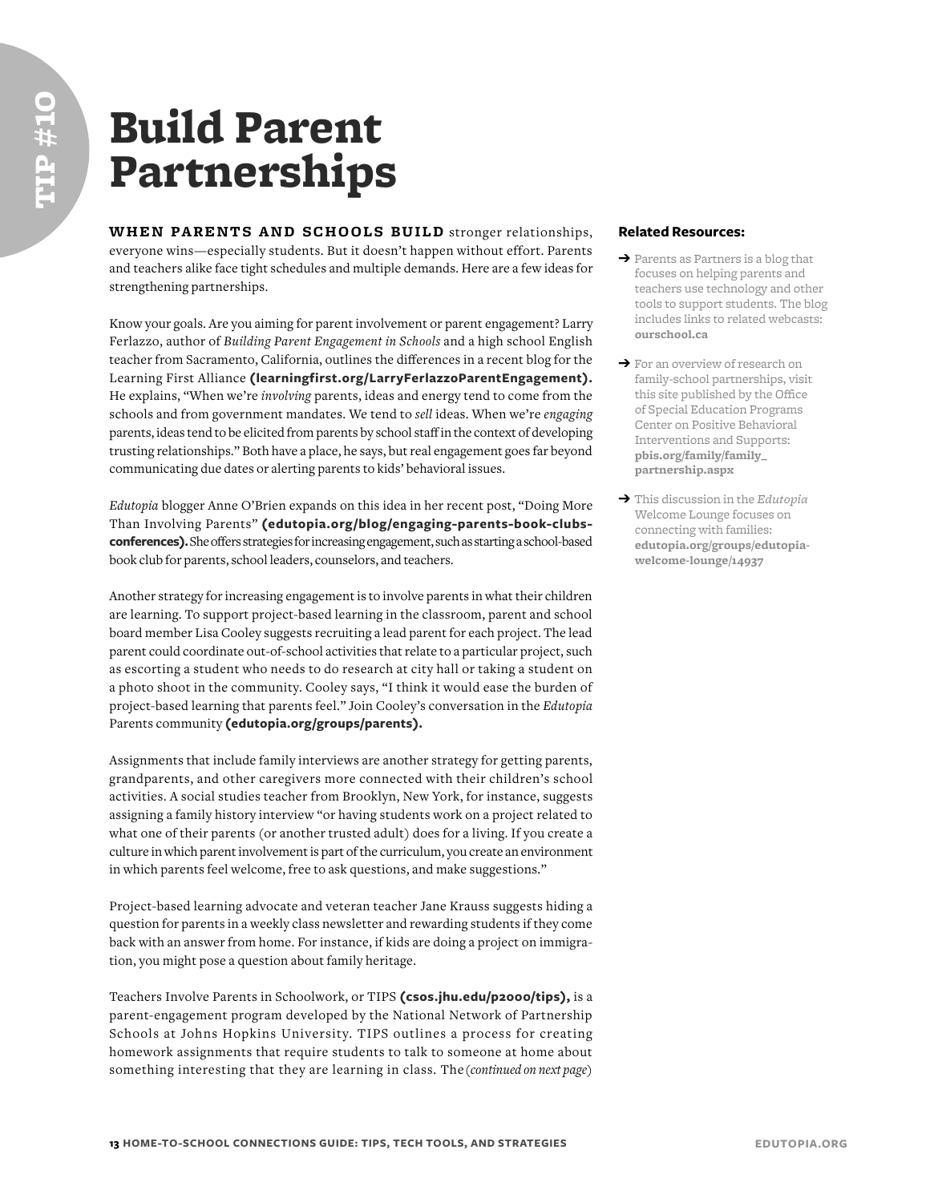TIP #10

# Build Parent Partnerships

**WHEN PARENTS AND SCHOOLS BUILD** stronger relationships, everyone wins—especially students. But it doesn't happen without effort. Parents and teachers alike face tight schedules and multiple demands. Here are a few ideas for strengthening partnerships.

Know your goals. Are you aiming for parent involvement or parent engagement? Larry Ferlazzo, author of *Building Parent Engagement in Schools* and a high school English teacher from Sacramento, California, outlines the differences in a recent blog for the Learning First Alliance **(learningfirst.org/LarryFerlazzoParentEngagement).** He explains, "When we're *involving* parents, ideas and energy tend to come from the schools and from government mandates. We tend to *sell* ideas. When we're *engaging* parents, ideas tend to be elicited from parents by school staff in the context of developing trusting relationships." Both have a place, he says, but real engagement goes far beyond communicating due dates or alerting parents to kids' behavioral issues.

*Edutopia* blogger Anne O'Brien expands on this idea in her recent post, "Doing More Than Involving Parents" **(edutopia.org/blog/engaging-parents-book-clubs-conferences).** She offers strategies for increasing engagement, such as starting a school-based book club for parents, school leaders, counselors, and teachers.

Another strategy for increasing engagement is to involve parents in what their children are learning. To support project-based learning in the classroom, parent and school board member Lisa Cooley suggests recruiting a lead parent for each project. The lead parent could coordinate out-of-school activities that relate to a particular project, such as escorting a student who needs to do research at city hall or taking a student on a photo shoot in the community. Cooley says, "I think it would ease the burden of project-based learning that parents feel." Join Cooley's conversation in the *Edutopia* Parents community **(edutopia.org/groups/parents).**

Assignments that include family interviews are another strategy for getting parents, grandparents, and other caregivers more connected with their children's school activities. A social studies teacher from Brooklyn, New York, for instance, suggests assigning a family history interview "or having students work on a project related to what one of their parents (or another trusted adult) does for a living. If you create a culture in which parent involvement is part of the curriculum, you create an environment in which parents feel welcome, free to ask questions, and make suggestions."

Project-based learning advocate and veteran teacher Jane Krauss suggests hiding a question for parents in a weekly class newsletter and rewarding students if they come back with an answer from home. For instance, if kids are doing a project on immigration, you might pose a question about family heritage.

Teachers Involve Parents in Schoolwork, or TIPS **(csos.jhu.edu/p2000/tips),** is a parent-engagement program developed by the National Network of Partnership Schools at Johns Hopkins University. TIPS outlines a process for creating homework assignments that require students to talk to someone at home about something interesting that they are learning in class. The *(continued on next page)*

**Related Resources:**

- ➔ Parents as Partners is a blog that focuses on helping parents and teachers use technology and other tools to support students. The blog includes links to related webcasts: **ourschool.ca**
- ➔ For an overview of research on family-school partnerships, visit this site published by the Office of Special Education Programs Center on Positive Behavioral Interventions and Supports: **pbis.org/family/family_partnership.aspx**
- ➔ This discussion in the *Edutopia* Welcome Lounge focuses on connecting with families: **edutopia.org/groups/edutopia-welcome-lounge/14937**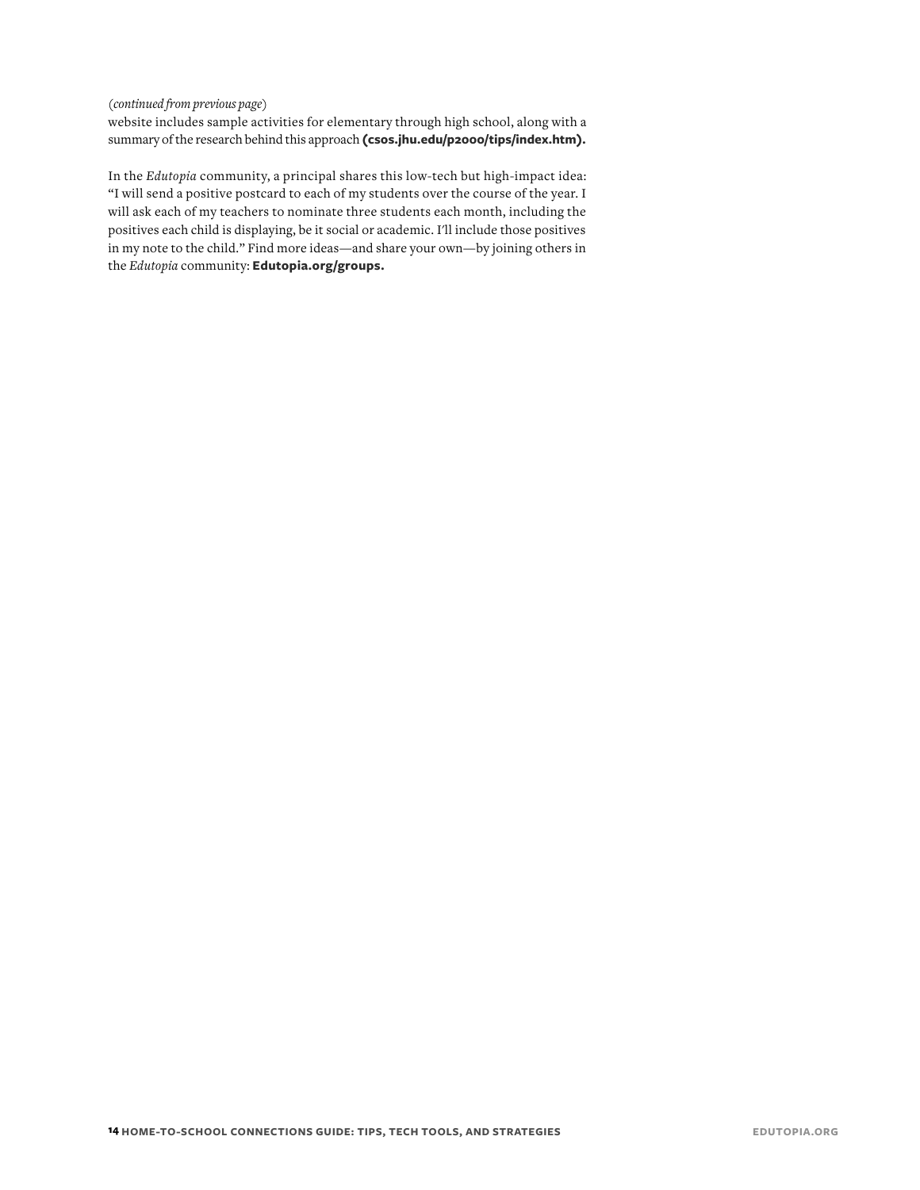(*continued from previous page*)
website includes sample activities for elementary through high school, along with a summary of the research behind this approach **(csos.jhu.edu/p2000/tips/index.htm).**

In the *Edutopia* community, a principal shares this low-tech but high-impact idea: "I will send a positive postcard to each of my students over the course of the year. I will ask each of my teachers to nominate three students each month, including the positives each child is displaying, be it social or academic. I'll include those positives in my note to the child." Find more ideas—and share your own—by joining others in the *Edutopia* community: **Edutopia.org/groups.**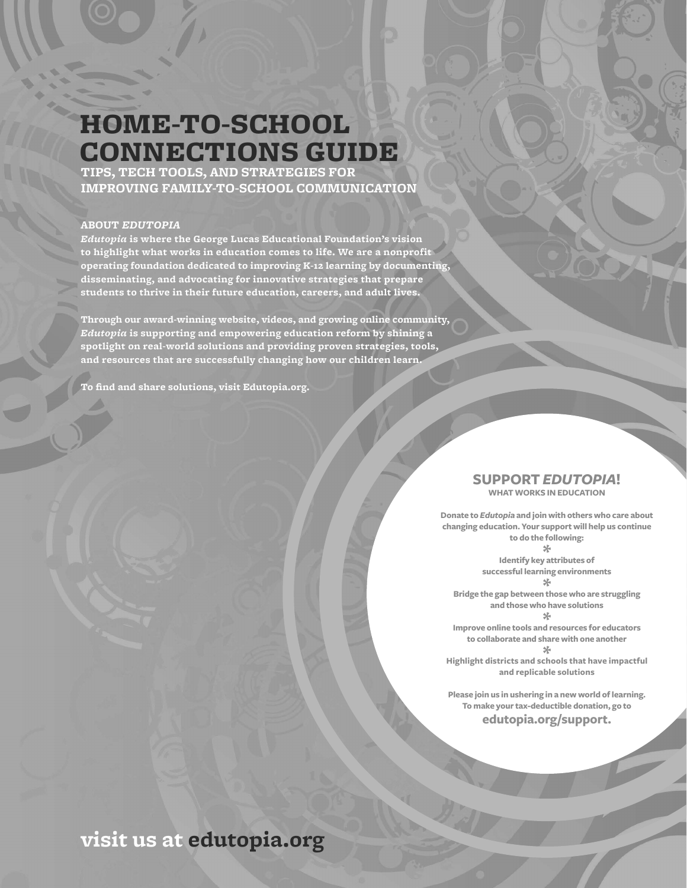# HOME-TO-SCHOOL CONNECTIONS GUIDE

## TIPS, TECH TOOLS, AND STRATEGIES FOR IMPROVING FAMILY-TO-SCHOOL COMMUNICATION

### ABOUT *EDUTOPIA*

***Edutopia*** **is where the George Lucas Educational Foundation's vision to highlight what works in education comes to life. We are a nonprofit operating foundation dedicated to improving K-12 learning by documenting, disseminating, and advocating for innovative strategies that prepare students to thrive in their future education, careers, and adult lives.**

**Through our award-winning website, videos, and growing online community,** ***Edutopia*** **is supporting and empowering education reform by shining a spotlight on real-world solutions and providing proven strategies, tools, and resources that are successfully changing how our children learn.**

**To find and share solutions, visit Edutopia.org.**

## SUPPORT *EDUTOPIA*!

**WHAT WORKS IN EDUCATION**

**Donate to *Edutopia* and join with others who care about changing education. Your support will help us continue to do the following:**

**Identify key attributes of successful learning environments**

**Bridge the gap between those who are struggling and those who have solutions**

**Improve online tools and resources for educators to collaborate and share with one another**

**Highlight districts and schools that have impactful and replicable solutions**

**Please join us in ushering in a new world of learning. To make your tax-deductible donation, go to**

**edutopia.org/support.**

## visit us at edutopia.org